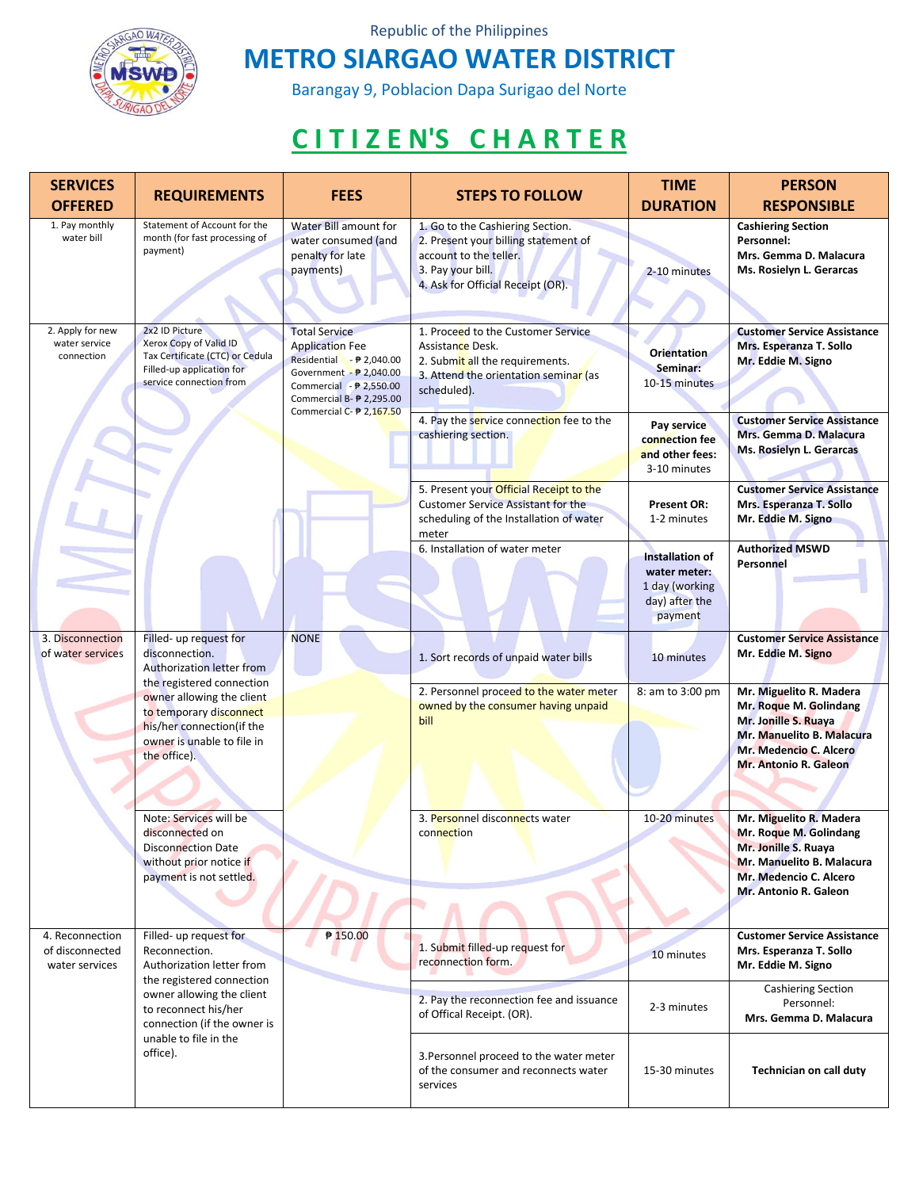Republic of the Philippines

# METRO SIARGAO WATER DISTRICT

Barangay 9, Poblacion Dapa Surigao del Norte

## CITIZEN'S CHARTER

| SERVICES OFFERED | REQUIREMENTS | FEES | STEPS TO FOLLOW | TIME DURATION | PERSON RESPONSIBLE |
|---|---|---|---|---|---|
| 1. Pay monthly water bill | Statement of Account for the month (for fast processing of payment) | Water Bill amount for water consumed (and penalty for late payments) | 1. Go to the Cashiering Section.<br>2. Present your billing statement of account to the teller.<br>3. Pay your bill.<br>4. Ask for Official Receipt (OR). | 2-10 minutes | **Cashiering Section Personnel:**<br>**Mrs. Gemma D. Malacura**<br>**Ms. Rosielyn L. Gerarcas** |
| 2. Apply for new water service connection | 2x2 ID Picture<br>Xerox Copy of Valid ID<br>Tax Certificate (CTC) or Cedula<br>Filled-up application for service connection from | Total Service Application Fee<br>Residential - ₱ 2,040.00<br>Government - ₱ 2,040.00<br>Commercial - ₱ 2,550.00<br>Commercial B- ₱ 2,295.00<br>Commercial C- ₱ 2,167.50 | 1. Proceed to the Customer Service Assistance Desk.<br>2. Submit all the requirements.<br>3. Attend the orientation seminar (as scheduled). | **Orientation Seminar:**<br>10-15 minutes | **Customer Service Assistance**<br>**Mrs. Esperanza T. Sollo**<br>**Mr. Eddie M. Signo** |
| | | | 4. Pay the service connection fee to the cashiering section. | **Pay service connection fee and other fees:**<br>3-10 minutes | **Customer Service Assistance**<br>**Mrs. Gemma D. Malacura**<br>**Ms. Rosielyn L. Gerarcas** |
| | | | 5. Present your Official Receipt to the Customer Service Assistant for the scheduling of the Installation of water meter | **Present OR:**<br>1-2 minutes | **Customer Service Assistance**<br>**Mrs. Esperanza T. Sollo**<br>**Mr. Eddie M. Signo** |
| | | | 6. Installation of water meter | **Installation of water meter:**<br>1 day (working day) after the payment | **Authorized MSWD Personnel** |
| 3. Disconnection of water services | Filled- up request for disconnection.<br>Authorization letter from the registered connection owner allowing the client to temporary disconnect his/her connection(if the owner is unable to file in the office). | NONE | 1. Sort records of unpaid water bills | 10 minutes | **Customer Service Assistance**<br>**Mr. Eddie M. Signo** |
| | | | 2. Personnel proceed to the water meter owned by the consumer having unpaid bill | 8: am to 3:00 pm | **Mr. Miguelito R. Madera**<br>**Mr. Roque M. Golindang**<br>**Mr. Jonille S. Ruaya**<br>**Mr. Manuelito B. Malacura**<br>**Mr. Medencio C. Alcero**<br>**Mr. Antonio R. Galeon** |
| | Note: Services will be disconnected on Disconnection Date without prior notice if payment is not settled. | | 3. Personnel disconnects water connection | 10-20 minutes | **Mr. Miguelito R. Madera**<br>**Mr. Roque M. Golindang**<br>**Mr. Jonille S. Ruaya**<br>**Mr. Manuelito B. Malacura**<br>**Mr. Medencio C. Alcero**<br>**Mr. Antonio R. Galeon** |
| 4. Reconnection of disconnected water services | Filled- up request for Reconnection.<br>Authorization letter from the registered connection owner allowing the client to reconnect his/her connection (if the owner is unable to file in the office). | ₱ 150.00 | 1. Submit filled-up request for reconnection form. | 10 minutes | **Customer Service Assistance**<br>**Mrs. Esperanza T. Sollo**<br>**Mr. Eddie M. Signo** |
| | | | 2. Pay the reconnection fee and issuance of Offical Receipt. (OR). | 2-3 minutes | Cashiering Section Personnel:<br>**Mrs. Gemma D. Malacura** |
| | | | 3.Personnel proceed to the water meter of the consumer and reconnects water services | 15-30 minutes | **Technician on call duty** |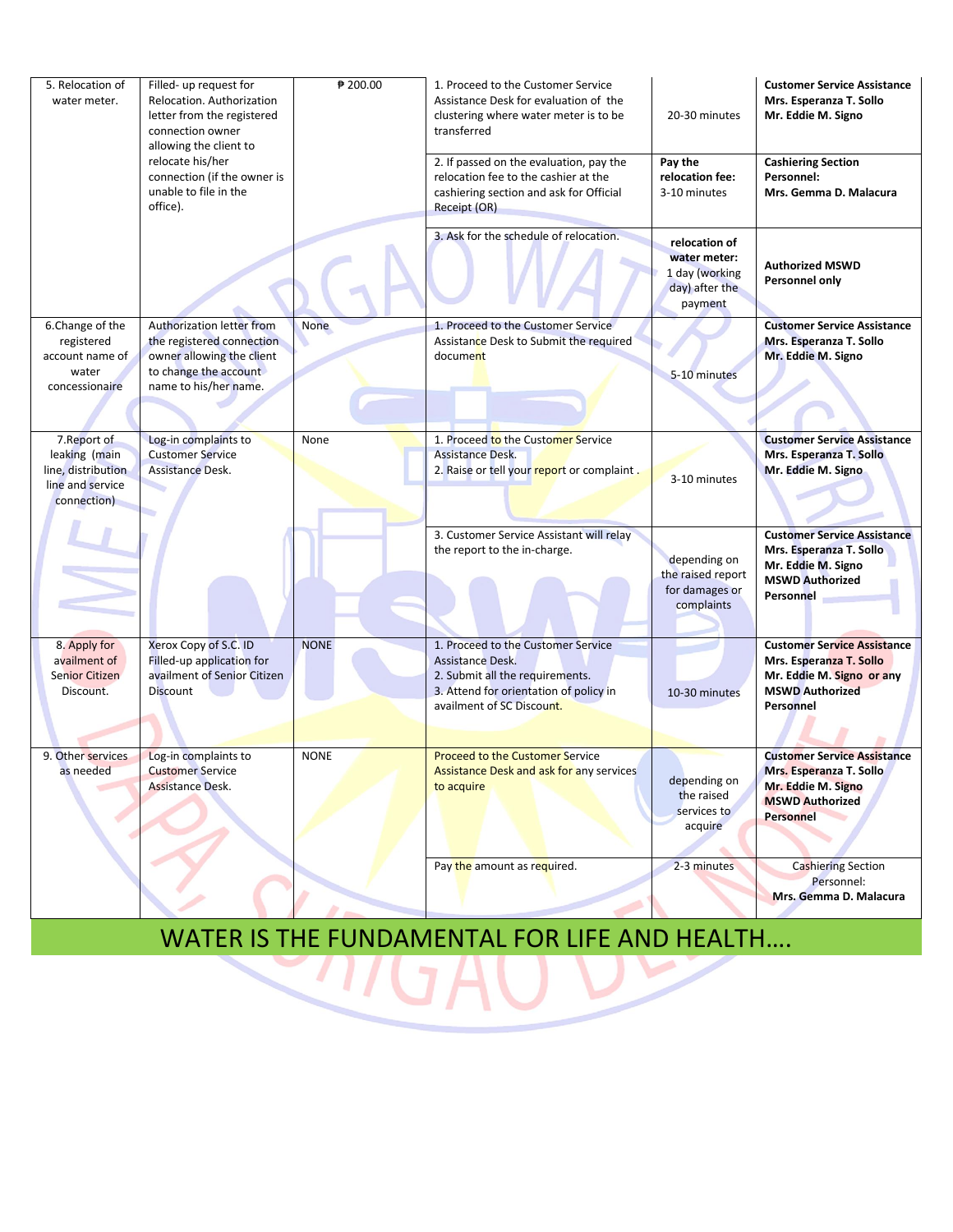| 5. Relocation of water meter. | Filled- up request for Relocation. Authorization letter from the registered connection owner allowing the client to relocate his/her connection (if the owner is unable to file in the office). | ₱ 200.00 | 1. Proceed to the Customer Service Assistance Desk for evaluation of the clustering where water meter is to be transferred | 20-30 minutes | **Customer Service Assistance Mrs. Esperanza T. Sollo Mr. Eddie M. Signo** |
|---|---|---|---|---|---|
| | | | 2. If passed on the evaluation, pay the relocation fee to the cashier at the cashiering section and ask for Official Receipt (OR) | **Pay the relocation fee:** 3-10 minutes | **Cashiering Section Personnel: Mrs. Gemma D. Malacura** |
| | | | 3. Ask for the schedule of relocation. | **relocation of water meter:** 1 day (working day) after the payment | **Authorized MSWD Personnel only** |
| 6.Change of the registered account name of water concessionaire | Authorization letter from the registered connection owner allowing the client to change the account name to his/her name. | None | 1. Proceed to the Customer Service Assistance Desk to Submit the required document | 5-10 minutes | **Customer Service Assistance Mrs. Esperanza T. Sollo Mr. Eddie M. Signo** |
| 7.Report of leaking (main line, distribution line and service connection) | Log-in complaints to Customer Service Assistance Desk. | None | 1. Proceed to the Customer Service Assistance Desk.<br>2. Raise or tell your report or complaint . | 3-10 minutes | **Customer Service Assistance Mrs. Esperanza T. Sollo Mr. Eddie M. Signo** |
| | | | 3. Customer Service Assistant will relay the report to the in-charge. | depending on the raised report for damages or complaints | **Customer Service Assistance Mrs. Esperanza T. Sollo Mr. Eddie M. Signo MSWD Authorized Personnel** |
| 8. Apply for availment of Senior Citizen Discount. | Xerox Copy of S.C. ID<br>Filled-up application for availment of Senior Citizen Discount | NONE | 1. Proceed to the Customer Service Assistance Desk.<br>2. Submit all the requirements.<br>3. Attend for orientation of policy in availment of SC Discount. | 10-30 minutes | **Customer Service Assistance Mrs. Esperanza T. Sollo Mr. Eddie M. Signo or any MSWD Authorized Personnel** |
| 9. Other services as needed | Log-in complaints to Customer Service Assistance Desk. | NONE | Proceed to the Customer Service Assistance Desk and ask for any services to acquire | depending on the raised services to acquire | **Customer Service Assistance Mrs. Esperanza T. Sollo Mr. Eddie M. Signo MSWD Authorized Personnel** |
| | | | Pay the amount as required. | 2-3 minutes | Cashiering Section Personnel: **Mrs. Gemma D. Malacura** |

WATER IS THE FUNDAMENTAL FOR LIFE AND HEALTH….